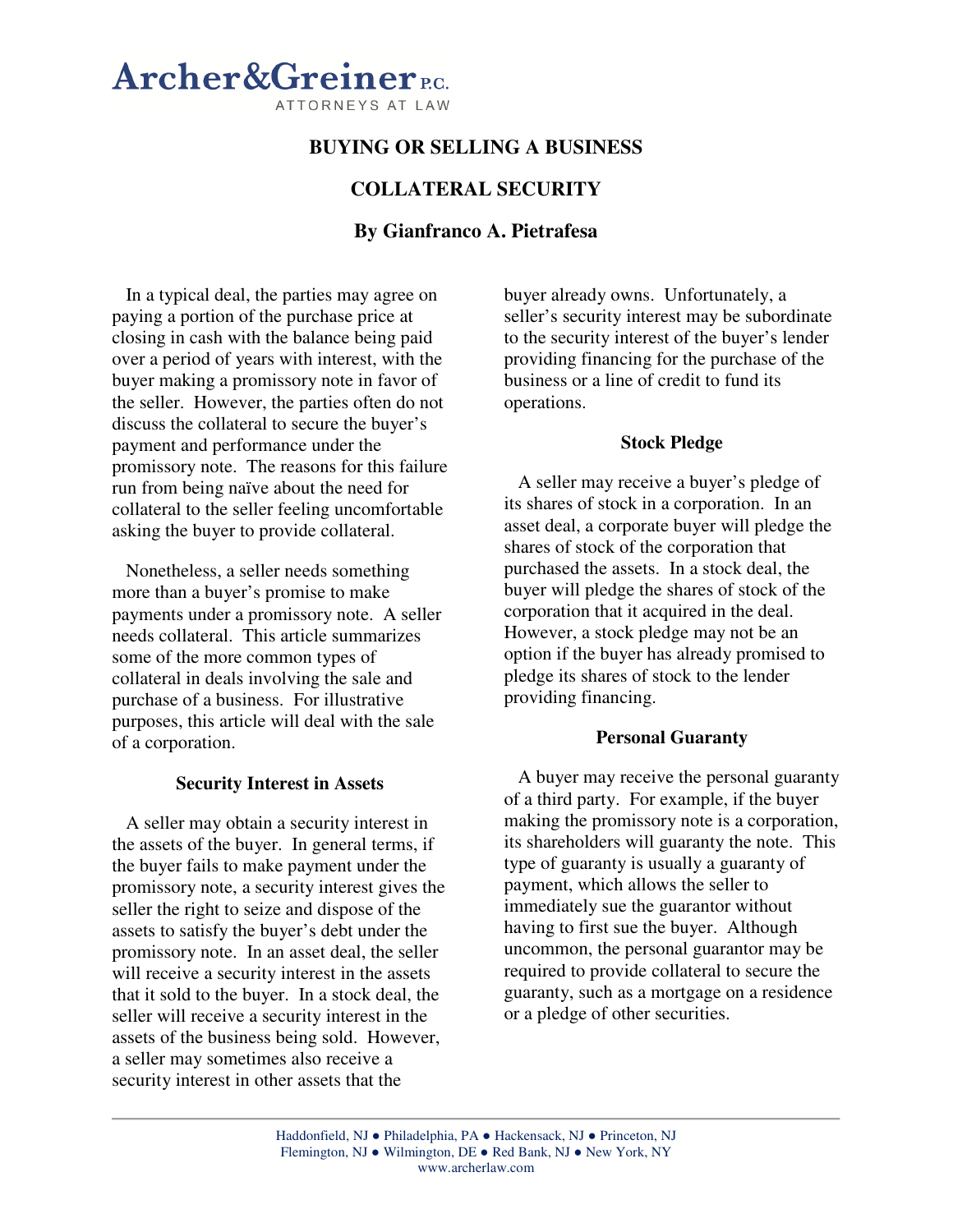Archer&Greiner P.C.
ATTORNEYS AT LAW

# BUYING OR SELLING A BUSINESS

## COLLATERAL SECURITY

**By Gianfranco A. Pietrafesa**

In a typical deal, the parties may agree on paying a portion of the purchase price at closing in cash with the balance being paid over a period of years with interest, with the buyer making a promissory note in favor of the seller. However, the parties often do not discuss the collateral to secure the buyer's payment and performance under the promissory note. The reasons for this failure run from being naïve about the need for collateral to the seller feeling uncomfortable asking the buyer to provide collateral.

Nonetheless, a seller needs something more than a buyer's promise to make payments under a promissory note. A seller needs collateral. This article summarizes some of the more common types of collateral in deals involving the sale and purchase of a business. For illustrative purposes, this article will deal with the sale of a corporation.

### Security Interest in Assets

A seller may obtain a security interest in the assets of the buyer. In general terms, if the buyer fails to make payment under the promissory note, a security interest gives the seller the right to seize and dispose of the assets to satisfy the buyer's debt under the promissory note. In an asset deal, the seller will receive a security interest in the assets that it sold to the buyer. In a stock deal, the seller will receive a security interest in the assets of the business being sold. However, a seller may sometimes also receive a security interest in other assets that the buyer already owns. Unfortunately, a seller's security interest may be subordinate to the security interest of the buyer's lender providing financing for the purchase of the business or a line of credit to fund its operations.

### Stock Pledge

A seller may receive a buyer's pledge of its shares of stock in a corporation. In an asset deal, a corporate buyer will pledge the shares of stock of the corporation that purchased the assets. In a stock deal, the buyer will pledge the shares of stock of the corporation that it acquired in the deal. However, a stock pledge may not be an option if the buyer has already promised to pledge its shares of stock to the lender providing financing.

### Personal Guaranty

A buyer may receive the personal guaranty of a third party. For example, if the buyer making the promissory note is a corporation, its shareholders will guaranty the note. This type of guaranty is usually a guaranty of payment, which allows the seller to immediately sue the guarantor without having to first sue the buyer. Although uncommon, the personal guarantor may be required to provide collateral to secure the guaranty, such as a mortgage on a residence or a pledge of other securities.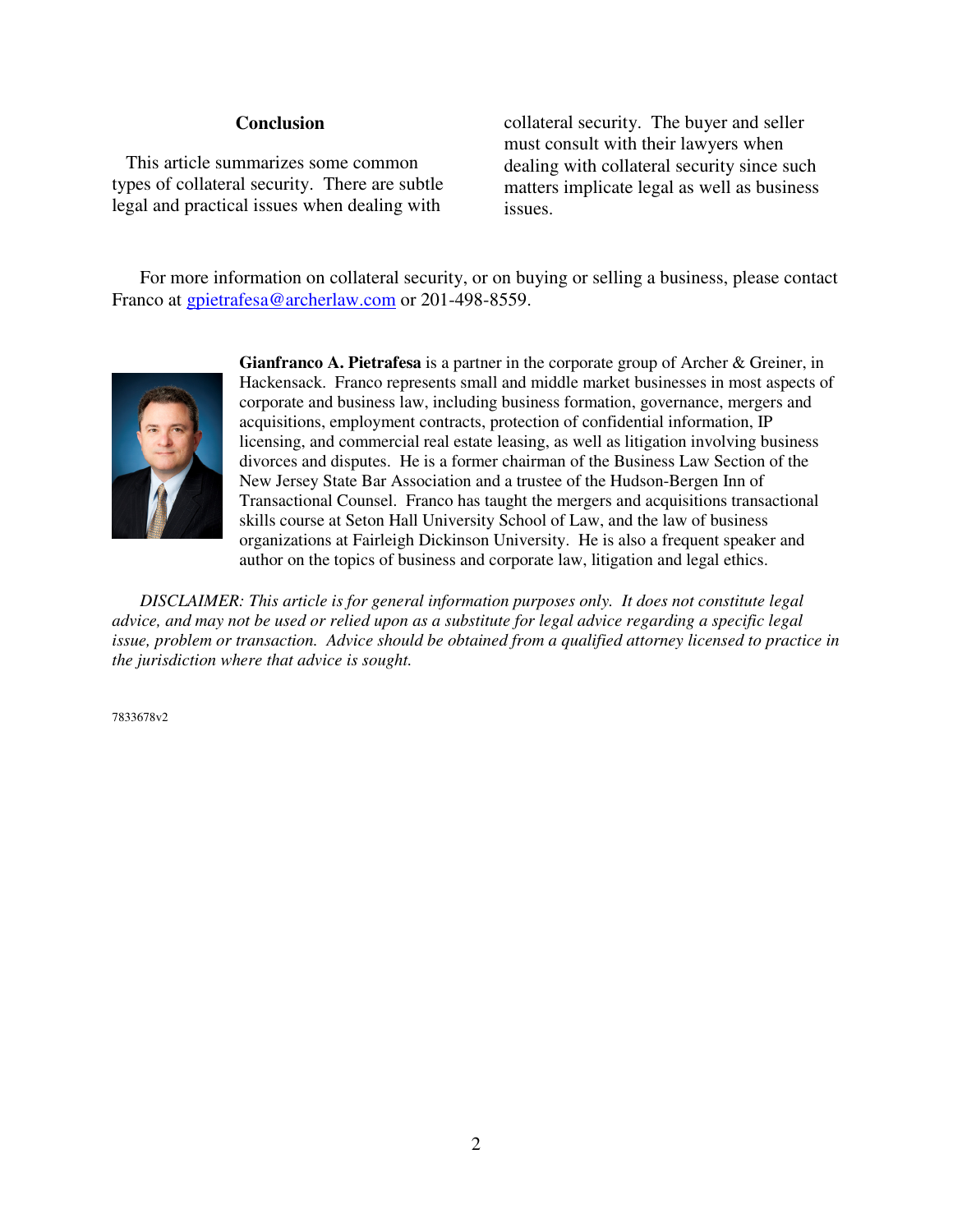## Conclusion

This article summarizes some common types of collateral security. There are subtle legal and practical issues when dealing with collateral security. The buyer and seller must consult with their lawyers when dealing with collateral security since such matters implicate legal as well as business issues.

For more information on collateral security, or on buying or selling a business, please contact Franco at gpietrafesa@archerlaw.com or 201-498-8559.

**Gianfranco A. Pietrafesa** is a partner in the corporate group of Archer & Greiner, in Hackensack. Franco represents small and middle market businesses in most aspects of corporate and business law, including business formation, governance, mergers and acquisitions, employment contracts, protection of confidential information, IP licensing, and commercial real estate leasing, as well as litigation involving business divorces and disputes. He is a former chairman of the Business Law Section of the New Jersey State Bar Association and a trustee of the Hudson-Bergen Inn of Transactional Counsel. Franco has taught the mergers and acquisitions transactional skills course at Seton Hall University School of Law, and the law of business organizations at Fairleigh Dickinson University. He is also a frequent speaker and author on the topics of business and corporate law, litigation and legal ethics.

*DISCLAIMER: This article is for general information purposes only. It does not constitute legal advice, and may not be used or relied upon as a substitute for legal advice regarding a specific legal issue, problem or transaction. Advice should be obtained from a qualified attorney licensed to practice in the jurisdiction where that advice is sought.*

7833678v2